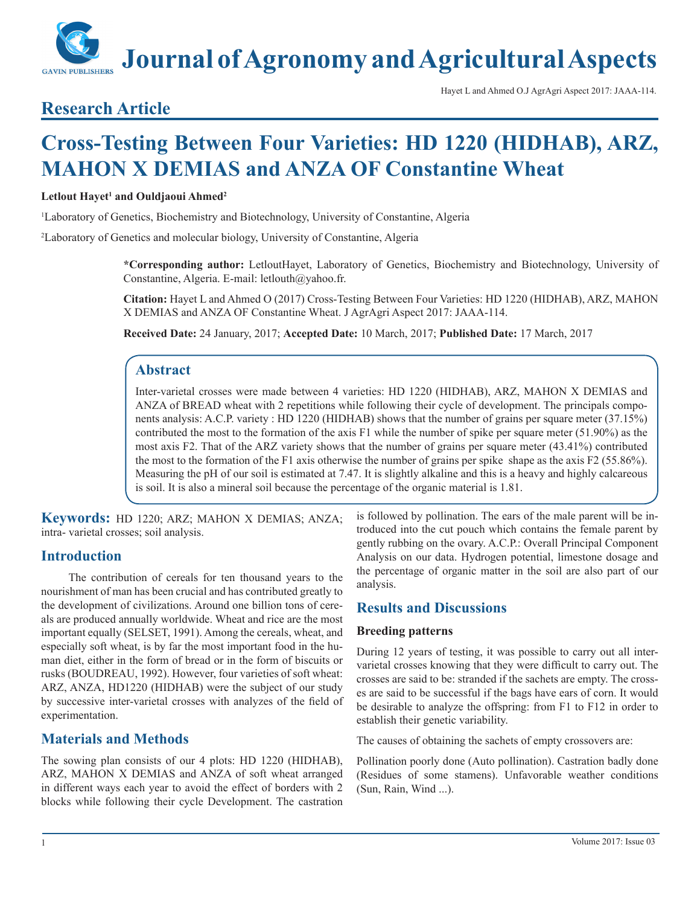# Research Article

# Cross-Testing Between Four Varieties: HD 1220 (HIDHAB), ARZ, MAHON X DEMIAS and ANZA OF Constantine Wheat

**Letlout Hayet[1] and Ouldjaoui Ahmed[2]**

[1]Laboratory of Genetics, Biochemistry and Biotechnology, University of Constantine, Algeria

[2]Laboratory of Genetics and molecular biology, University of Constantine, Algeria

**\*Corresponding author:** LetloutHayet, Laboratory of Genetics, Biochemistry and Biotechnology, University of Constantine, Algeria. E-mail: letlouth@yahoo.fr.

**Citation:** Hayet L and Ahmed O (2017) Cross-Testing Between Four Varieties: HD 1220 (HIDHAB), ARZ, MAHON X DEMIAS and ANZA OF Constantine Wheat. J AgrAgri Aspect 2017: JAAA-114.

**Received Date:** 24 January, 2017; **Accepted Date:** 10 March, 2017; **Published Date:** 17 March, 2017

## Abstract

Inter-varietal crosses were made between 4 varieties: HD 1220 (HIDHAB), ARZ, MAHON X DEMIAS and ANZA of BREAD wheat with 2 repetitions while following their cycle of development. The principals components analysis: A.C.P. variety : HD 1220 (HIDHAB) shows that the number of grains per square meter (37.15%) contributed the most to the formation of the axis F1 while the number of spike per square meter (51.90%) as the most axis F2. That of the ARZ variety shows that the number of grains per square meter (43.41%) contributed the most to the formation of the F1 axis otherwise the number of grains per spike shape as the axis F2 (55.86%). Measuring the pH of our soil is estimated at 7.47. It is slightly alkaline and this is a heavy and highly calcareous is soil. It is also a mineral soil because the percentage of the organic material is 1.81.

**Keywords:** HD 1220; ARZ; MAHON X DEMIAS; ANZA; intra- varietal crosses; soil analysis.

## Introduction

The contribution of cereals for ten thousand years to the nourishment of man has been crucial and has contributed greatly to the development of civilizations. Around one billion tons of cereals are produced annually worldwide. Wheat and rice are the most important equally (SELSET, 1991). Among the cereals, wheat, and especially soft wheat, is by far the most important food in the human diet, either in the form of bread or in the form of biscuits or rusks (BOUDREAU, 1992). However, four varieties of soft wheat: ARZ, ANZA, HD1220 (HIDHAB) were the subject of our study by successive inter-varietal crosses with analyzes of the field of experimentation.

## Materials and Methods

The sowing plan consists of our 4 plots: HD 1220 (HIDHAB), ARZ, MAHON X DEMIAS and ANZA of soft wheat arranged in different ways each year to avoid the effect of borders with 2 blocks while following their cycle Development. The castration is followed by pollination. The ears of the male parent will be introduced into the cut pouch which contains the female parent by gently rubbing on the ovary. A.C.P.: Overall Principal Component Analysis on our data. Hydrogen potential, limestone dosage and the percentage of organic matter in the soil are also part of our analysis.

## Results and Discussions

### Breeding patterns

During 12 years of testing, it was possible to carry out all inter-varietal crosses knowing that they were difficult to carry out. The crosses are said to be: stranded if the sachets are empty. The crosses are said to be successful if the bags have ears of corn. It would be desirable to analyze the offspring: from F1 to F12 in order to establish their genetic variability.

The causes of obtaining the sachets of empty crossovers are:

Pollination poorly done (Auto pollination). Castration badly done (Residues of some stamens). Unfavorable weather conditions (Sun, Rain, Wind ...).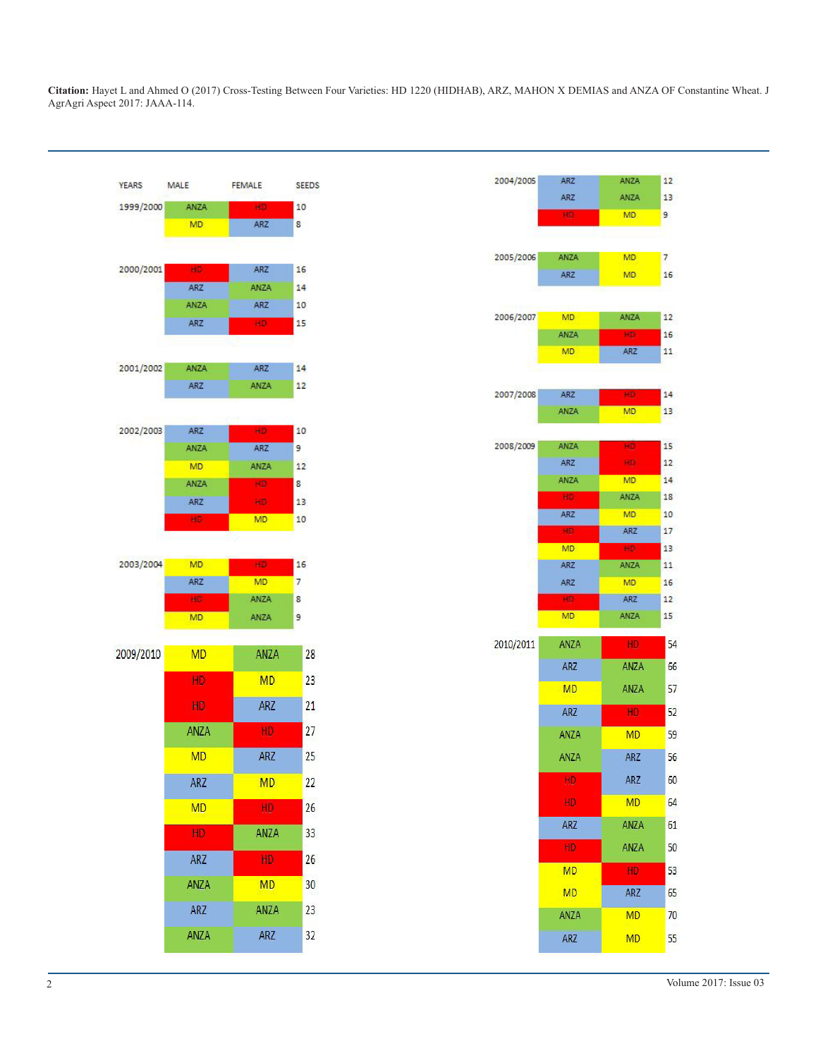**Citation:** Hayet L and Ahmed O (2017) Cross-Testing Between Four Varieties: HD 1220 (HIDHAB), ARZ, MAHON X DEMIAS and ANZA OF Constantine Wheat. J AgrAgri Aspect 2017: JAAA-114.

| YEARS | MALE | FEMALE | SEEDS |
|---|---|---|---|
| 1999/2000 | ANZA | HD | 10 |
| | MD | ARZ | 8 |
| 2000/2001 | HD | ARZ | 16 |
| | ARZ | ANZA | 14 |
| | ANZA | ARZ | 10 |
| | ARZ | HD | 15 |
| 2001/2002 | ANZA | ARZ | 14 |
| | ARZ | ANZA | 12 |
| 2002/2003 | ARZ | HD | 10 |
| | ANZA | ARZ | 9 |
| | MD | ANZA | 12 |
| | ANZA | HD | 8 |
| | ARZ | HD | 13 |
| | HD | MD | 10 |
| 2003/2004 | MD | HD | 16 |
| | ARZ | MD | 7 |
| | HD | ANZA | 8 |
| | MD | ANZA | 9 |
| 2004/2005 | ARZ | ANZA | 12 |
| | ARZ | ANZA | 13 |
| | HD | MD | 9 |
| 2005/2006 | ANZA | MD | 7 |
| | ARZ | MD | 16 |
| 2006/2007 | MD | ANZA | 12 |
| | ANZA | HD | 16 |
| | MD | ARZ | 11 |
| 2007/2008 | ARZ | HD | 14 |
| | ANZA | MD | 13 |
| 2008/2009 | ANZA | HD | 15 |
| | ARZ | HD | 12 |
| | ANZA | MD | 14 |
| | HD | ANZA | 18 |
| | ARZ | MD | 10 |
| | HD | ARZ | 17 |
| | MD | HD | 13 |
| | ARZ | ANZA | 11 |
| | ARZ | MD | 16 |
| | HD | ARZ | 12 |
| | MD | ANZA | 15 |
| 2009/2010 | MD | ANZA | 28 |
| | HD | MD | 23 |
| | HD | ARZ | 21 |
| | ANZA | HD | 27 |
| | MD | ARZ | 25 |
| | ARZ | MD | 22 |
| | MD | HD | 26 |
| | HD | ANZA | 33 |
| | ARZ | HD | 26 |
| | ANZA | MD | 30 |
| | ARZ | ANZA | 23 |
| | ANZA | ARZ | 32 |
| 2010/2011 | ANZA | HD | 54 |
| | ARZ | ANZA | 66 |
| | MD | ANZA | 57 |
| | ARZ | HD | 52 |
| | ANZA | MD | 59 |
| | ANZA | ARZ | 56 |
| | HD | ARZ | 60 |
| | HD | MD | 64 |
| | ARZ | ANZA | 61 |
| | HD | ANZA | 50 |
| | MD | HD | 53 |
| | MD | ARZ | 65 |
| | ANZA | MD | 70 |
| | ARZ | MD | 55 |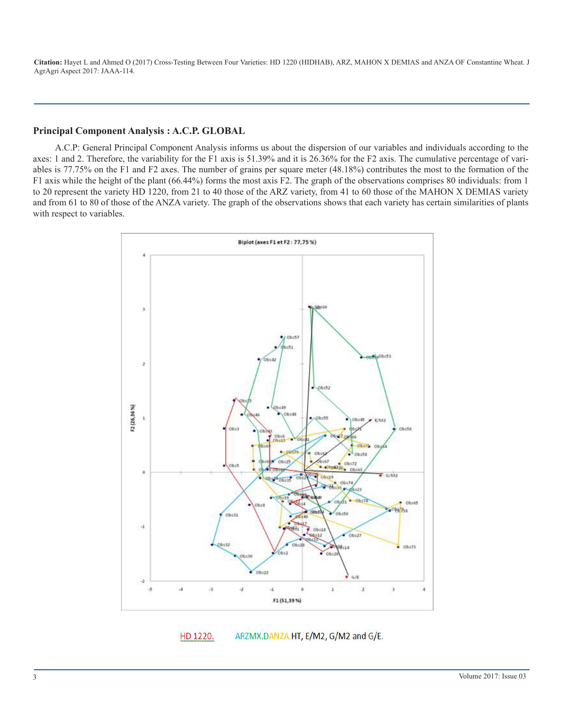## Principal Component Analysis : A.C.P. GLOBAL

A.C.P: General Principal Component Analysis informs us about the dispersion of our variables and individuals according to the axes: 1 and 2. Therefore, the variability for the F1 axis is 51.39% and it is 26.36% for the F2 axis. The cumulative percentage of variables is 77.75% on the F1 and F2 axes. The number of grains per square meter (48.18%) contributes the most to the formation of the F1 axis while the height of the plant (66.44%) forms the most axis F2. The graph of the observations comprises 80 individuals: from 1 to 20 represent the variety HD 1220, from 21 to 40 those of the ARZ variety, from 41 to 60 those of the MAHON X DEMIAS variety and from 61 to 80 of those of the ANZA variety. The graph of the observations shows that each variety has certain similarities of plants with respect to variables.

HD 1220. ARZMX.DANZA.HT, E/M2, G/M2 and G/E.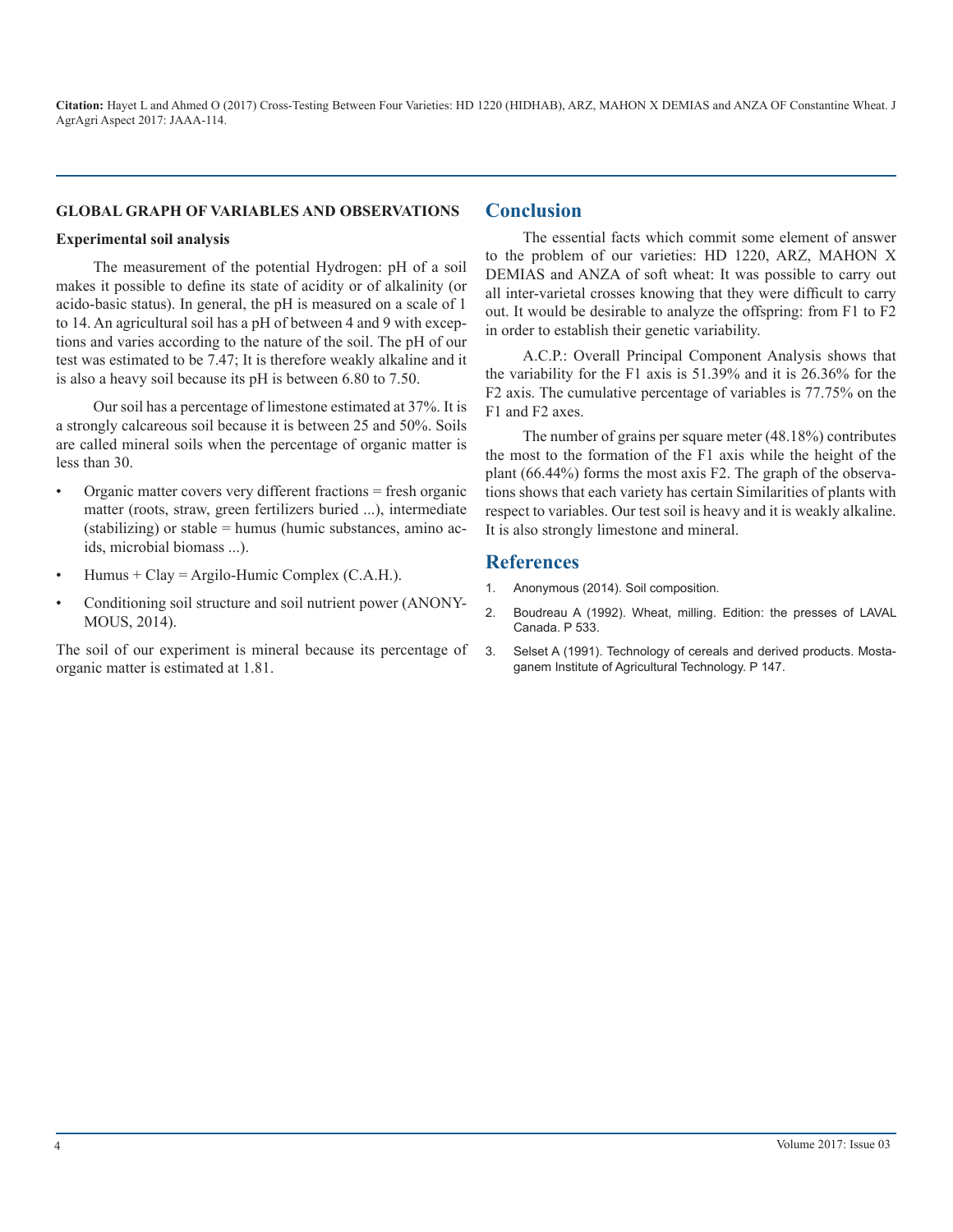**GLOBAL GRAPH OF VARIABLES AND OBSERVATIONS**

**Experimental soil analysis**

The measurement of the potential Hydrogen: pH of a soil makes it possible to define its state of acidity or of alkalinity (or acido-basic status). In general, the pH is measured on a scale of 1 to 14. An agricultural soil has a pH of between 4 and 9 with exceptions and varies according to the nature of the soil. The pH of our test was estimated to be 7.47; It is therefore weakly alkaline and it is also a heavy soil because its pH is between 6.80 to 7.50.

Our soil has a percentage of limestone estimated at 37%. It is a strongly calcareous soil because it is between 25 and 50%. Soils are called mineral soils when the percentage of organic matter is less than 30.

- Organic matter covers very different fractions = fresh organic matter (roots, straw, green fertilizers buried ...), intermediate (stabilizing) or stable = humus (humic substances, amino acids, microbial biomass ...).
- Humus + Clay = Argilo-Humic Complex (C.A.H.).
- Conditioning soil structure and soil nutrient power (ANONYMOUS, 2014).

The soil of our experiment is mineral because its percentage of organic matter is estimated at 1.81.

## Conclusion

The essential facts which commit some element of answer to the problem of our varieties: HD 1220, ARZ, MAHON X DEMIAS and ANZA of soft wheat: It was possible to carry out all inter-varietal crosses knowing that they were difficult to carry out. It would be desirable to analyze the offspring: from F1 to F2 in order to establish their genetic variability.

A.C.P.: Overall Principal Component Analysis shows that the variability for the F1 axis is 51.39% and it is 26.36% for the F2 axis. The cumulative percentage of variables is 77.75% on the F1 and F2 axes.

The number of grains per square meter (48.18%) contributes the most to the formation of the F1 axis while the height of the plant (66.44%) forms the most axis F2. The graph of the observations shows that each variety has certain Similarities of plants with respect to variables. Our test soil is heavy and it is weakly alkaline. It is also strongly limestone and mineral.

## References

1. Anonymous (2014). Soil composition.
2. Boudreau A (1992). Wheat, milling. Edition: the presses of LAVAL Canada. P 533.
3. Selset A (1991). Technology of cereals and derived products. Mostaganem Institute of Agricultural Technology. P 147.